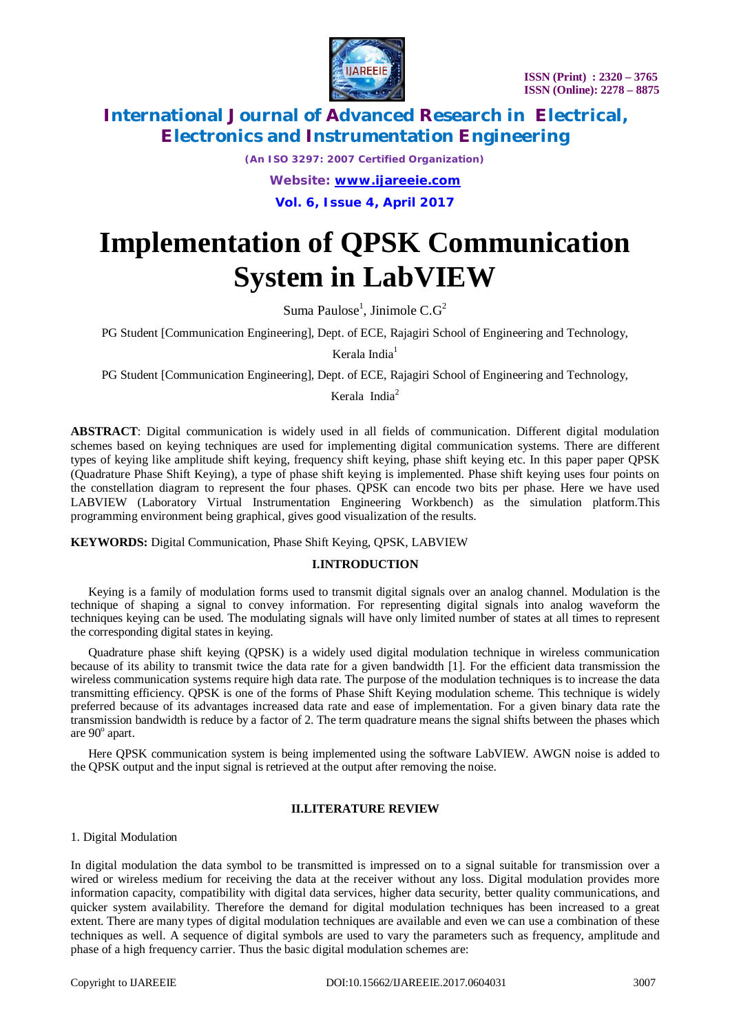# Implementation of QPSK Communication System in LabVIEW

Suma Paulose[1], Jinimole C.G[2]

PG Student [Communication Engineering], Dept. of ECE, Rajagiri School of Engineering and Technology, Kerala India[1]

PG Student [Communication Engineering], Dept. of ECE, Rajagiri School of Engineering and Technology, Kerala India[2]

**ABSTRACT**: Digital communication is widely used in all fields of communication. Different digital modulation schemes based on keying techniques are used for implementing digital communication systems. There are different types of keying like amplitude shift keying, frequency shift keying, phase shift keying etc. In this paper paper QPSK (Quadrature Phase Shift Keying), a type of phase shift keying is implemented. Phase shift keying uses four points on the constellation diagram to represent the four phases. QPSK can encode two bits per phase. Here we have used LABVIEW (Laboratory Virtual Instrumentation Engineering Workbench) as the simulation platform.This programming environment being graphical, gives good visualization of the results.

**KEYWORDS:** Digital Communication, Phase Shift Keying, QPSK, LABVIEW

## I.INTRODUCTION

Keying is a family of modulation forms used to transmit digital signals over an analog channel. Modulation is the technique of shaping a signal to convey information. For representing digital signals into analog waveform the techniques keying can be used. The modulating signals will have only limited number of states at all times to represent the corresponding digital states in keying.

Quadrature phase shift keying (QPSK) is a widely used digital modulation technique in wireless communication because of its ability to transmit twice the data rate for a given bandwidth [1]. For the efficient data transmission the wireless communication systems require high data rate. The purpose of the modulation techniques is to increase the data transmitting efficiency. QPSK is one of the forms of Phase Shift Keying modulation scheme. This technique is widely preferred because of its advantages increased data rate and ease of implementation. For a given binary data rate the transmission bandwidth is reduce by a factor of 2. The term quadrature means the signal shifts between the phases which are $90^o$ apart.

Here QPSK communication system is being implemented using the software LabVIEW. AWGN noise is added to the QPSK output and the input signal is retrieved at the output after removing the noise.

## II.LITERATURE REVIEW

1. Digital Modulation

In digital modulation the data symbol to be transmitted is impressed on to a signal suitable for transmission over a wired or wireless medium for receiving the data at the receiver without any loss. Digital modulation provides more information capacity, compatibility with digital data services, higher data security, better quality communications, and quicker system availability. Therefore the demand for digital modulation techniques has been increased to a great extent. There are many types of digital modulation techniques are available and even we can use a combination of these techniques as well. A sequence of digital symbols are used to vary the parameters such as frequency, amplitude and phase of a high frequency carrier. Thus the basic digital modulation schemes are: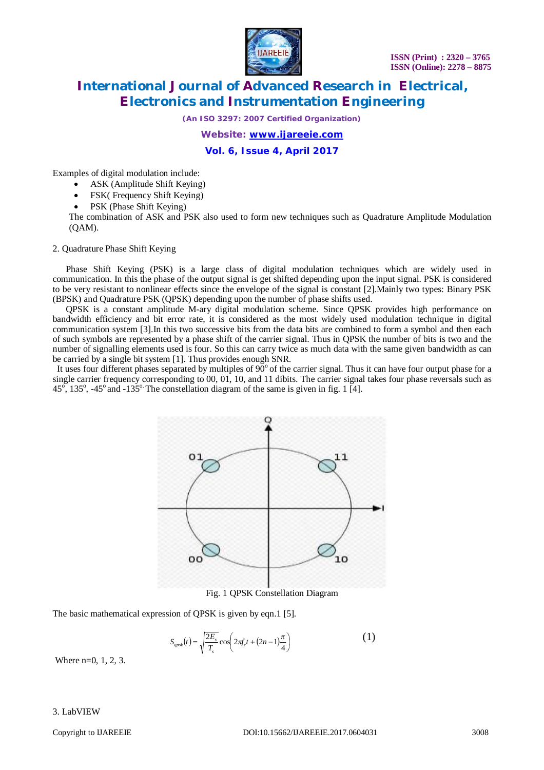Examples of digital modulation include:

- ASK (Amplitude Shift Keying)
- FSK( Frequency Shift Keying)
- PSK (Phase Shift Keying)

The combination of ASK and PSK also used to form new techniques such as Quadrature Amplitude Modulation (QAM).

## 2. Quadrature Phase Shift Keying

Phase Shift Keying (PSK) is a large class of digital modulation techniques which are widely used in communication. In this the phase of the output signal is get shifted depending upon the input signal. PSK is considered to be very resistant to nonlinear effects since the envelope of the signal is constant [2].Mainly two types: Binary PSK (BPSK) and Quadrature PSK (QPSK) depending upon the number of phase shifts used.

QPSK is a constant amplitude M-ary digital modulation scheme. Since QPSK provides high performance on bandwidth efficiency and bit error rate, it is considered as the most widely used modulation technique in digital communication system [3].In this two successive bits from the data bits are combined to form a symbol and then each of such symbols are represented by a phase shift of the carrier signal. Thus in QPSK the number of bits is two and the number of signalling elements used is four. So this can carry twice as much data with the same given bandwidth as can be carried by a single bit system [1]. Thus provides enough SNR.

It uses four different phases separated by multiples of $90^o$ of the carrier signal. Thus it can have four output phase for a single carrier frequency corresponding to 00, 01, 10, and 11 dibits. The carrier signal takes four phase reversals such as $45^o$, $135^o$, $-45^o$ and $-135^o$. The constellation diagram of the same is given in fig. 1 [4].

Fig. 1 QPSK Constellation Diagram

The basic mathematical expression of QPSK is given by eqn.1 [5].

$$S_{qpsk}(t) = \sqrt{\frac{2E_s}{T_s}}\cos\left(2\pi f_c t + (2n-1)\frac{\pi}{4}\right) \qquad (1)$$

Where n=0, 1, 2, 3.

## 3. LabVIEW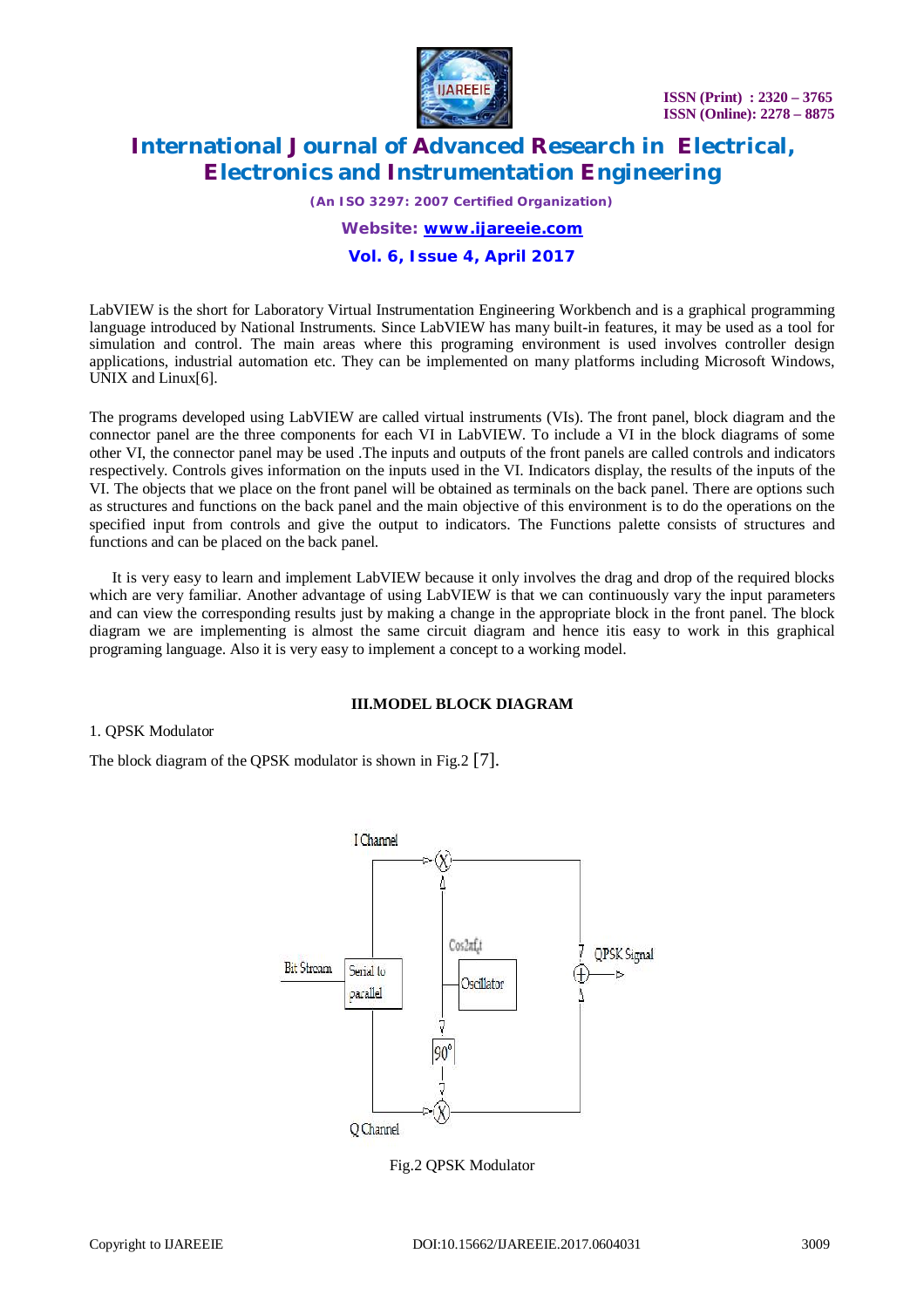LabVIEW is the short for Laboratory Virtual Instrumentation Engineering Workbench and is a graphical programming language introduced by National Instruments. Since LabVIEW has many built-in features, it may be used as a tool for simulation and control. The main areas where this programing environment is used involves controller design applications, industrial automation etc. They can be implemented on many platforms including Microsoft Windows, UNIX and Linux[6].

The programs developed using LabVIEW are called virtual instruments (VIs). The front panel, block diagram and the connector panel are the three components for each VI in LabVIEW. To include a VI in the block diagrams of some other VI, the connector panel may be used .The inputs and outputs of the front panels are called controls and indicators respectively. Controls gives information on the inputs used in the VI. Indicators display, the results of the inputs of the VI. The objects that we place on the front panel will be obtained as terminals on the back panel. There are options such as structures and functions on the back panel and the main objective of this environment is to do the operations on the specified input from controls and give the output to indicators. The Functions palette consists of structures and functions and can be placed on the back panel.

It is very easy to learn and implement LabVIEW because it only involves the drag and drop of the required blocks which are very familiar. Another advantage of using LabVIEW is that we can continuously vary the input parameters and can view the corresponding results just by making a change in the appropriate block in the front panel. The block diagram we are implementing is almost the same circuit diagram and hence itis easy to work in this graphical programing language. Also it is very easy to implement a concept to a working model.

## III.MODEL BLOCK DIAGRAM

1. QPSK Modulator

The block diagram of the QPSK modulator is shown in Fig.2 [7].

Fig.2 QPSK Modulator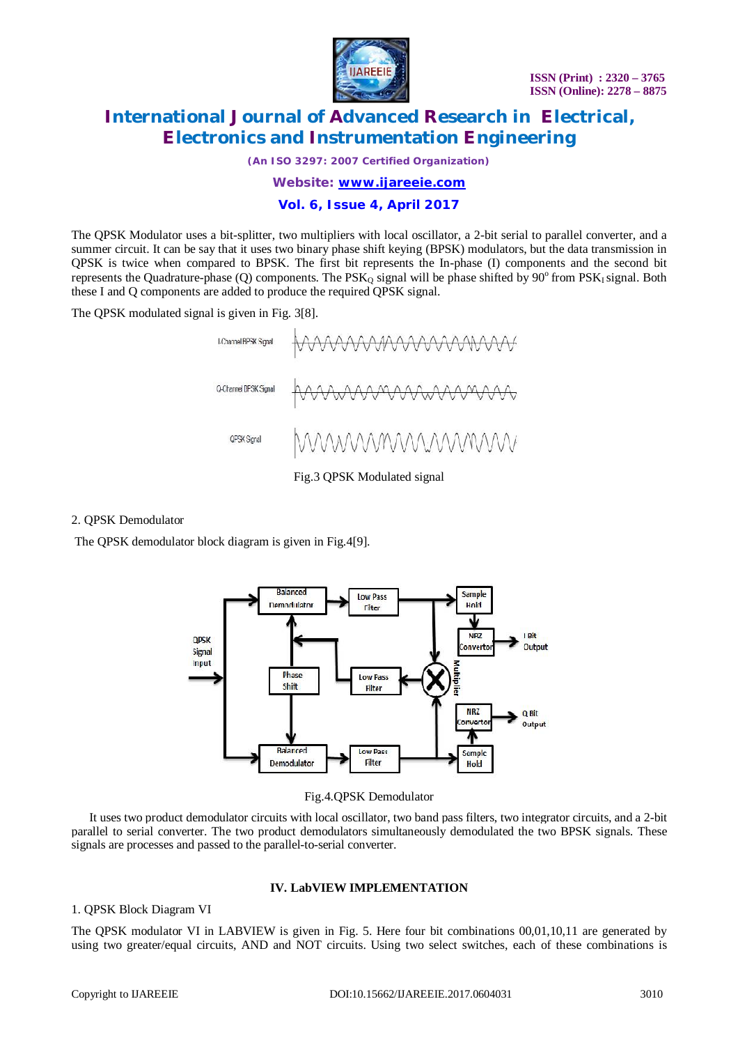The QPSK Modulator uses a bit-splitter, two multipliers with local oscillator, a 2-bit serial to parallel converter, and a summer circuit. It can be say that it uses two binary phase shift keying (BPSK) modulators, but the data transmission in QPSK is twice when compared to BPSK. The first bit represents the In-phase (I) components and the second bit represents the Quadrature-phase (Q) components. The $PSK_Q$ signal will be phase shifted by $90^o$ from $PSK_I$ signal. Both these I and Q components are added to produce the required QPSK signal.

The QPSK modulated signal is given in Fig. 3[8].

Fig.3 QPSK Modulated signal

2. QPSK Demodulator

The QPSK demodulator block diagram is given in Fig.4[9].

Fig.4.QPSK Demodulator

It uses two product demodulator circuits with local oscillator, two band pass filters, two integrator circuits, and a 2-bit parallel to serial converter. The two product demodulators simultaneously demodulated the two BPSK signals. These signals are processes and passed to the parallel-to-serial converter.

## IV. LabVIEW IMPLEMENTATION

1. QPSK Block Diagram VI

The QPSK modulator VI in LABVIEW is given in Fig. 5. Here four bit combinations 00,01,10,11 are generated by using two greater/equal circuits, AND and NOT circuits. Using two select switches, each of these combinations is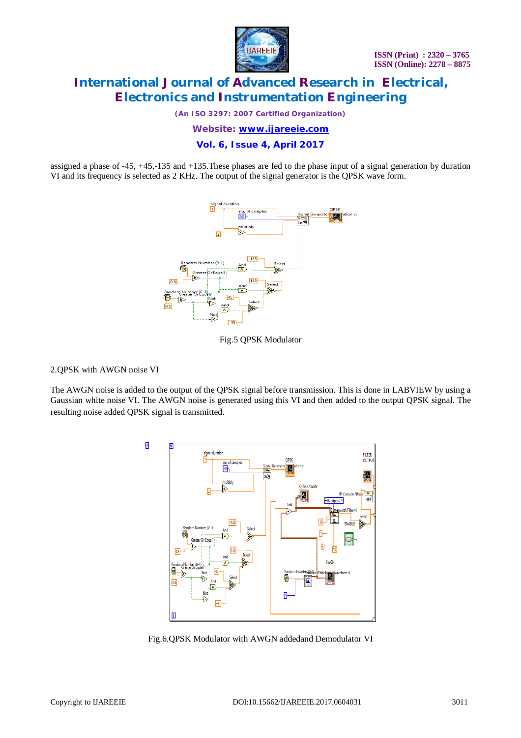assigned a phase of -45, +45,-135 and +135.These phases are fed to the phase input of a signal generation by duration VI and its frequency is selected as 2 KHz. The output of the signal generator is the QPSK wave form.

Fig.5 QPSK Modulator

2.QPSK with AWGN noise VI

The AWGN noise is added to the output of the QPSK signal before transmission. This is done in LABVIEW by using a Gaussian white noise VI. The AWGN noise is generated using this VI and then added to the output QPSK signal. The resulting noise added QPSK signal is transmitted.

Fig.6.QPSK Modulator with AWGN addedand Demodulator VI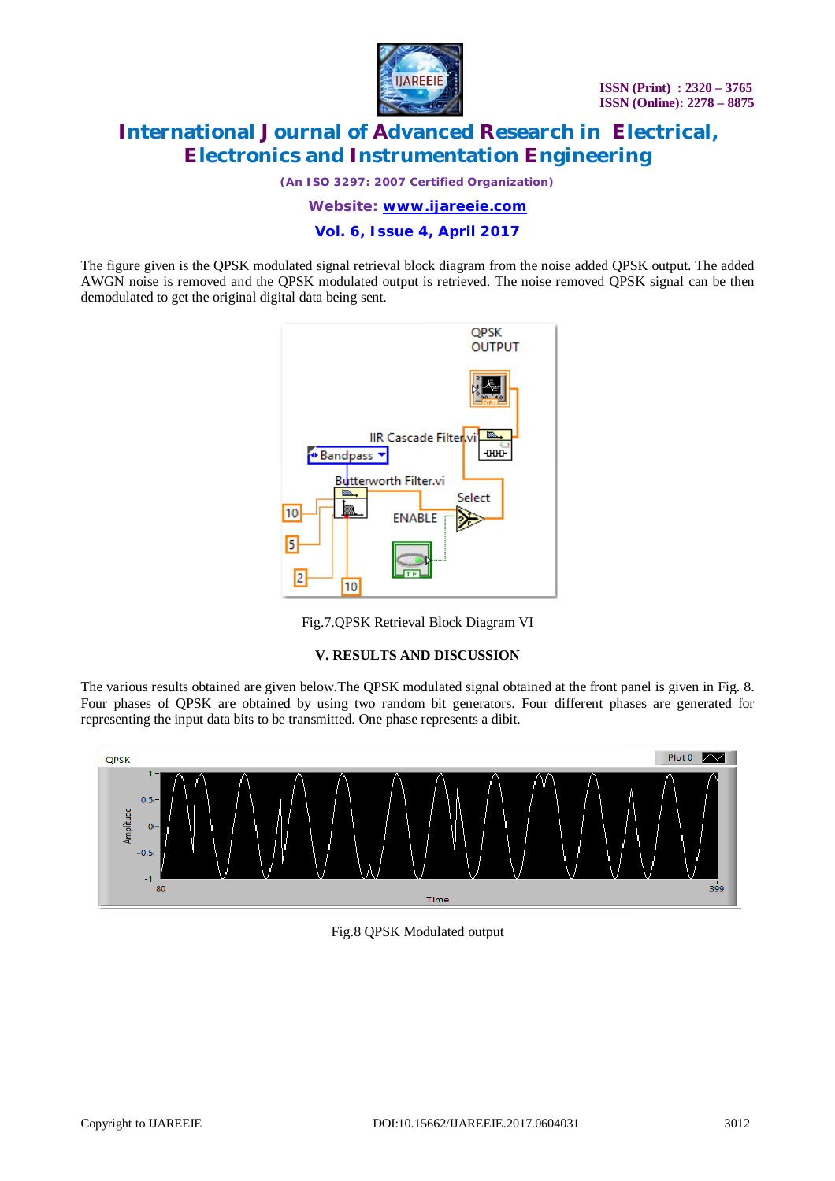The figure given is the QPSK modulated signal retrieval block diagram from the noise added QPSK output. The added AWGN noise is removed and the QPSK modulated output is retrieved. The noise removed QPSK signal can be then demodulated to get the original digital data being sent.

Fig.7.QPSK Retrieval Block Diagram VI

## V. RESULTS AND DISCUSSION

The various results obtained are given below.The QPSK modulated signal obtained at the front panel is given in Fig. 8. Four phases of QPSK are obtained by using two random bit generators. Four different phases are generated for representing the input data bits to be transmitted. One phase represents a dibit.

Fig.8 QPSK Modulated output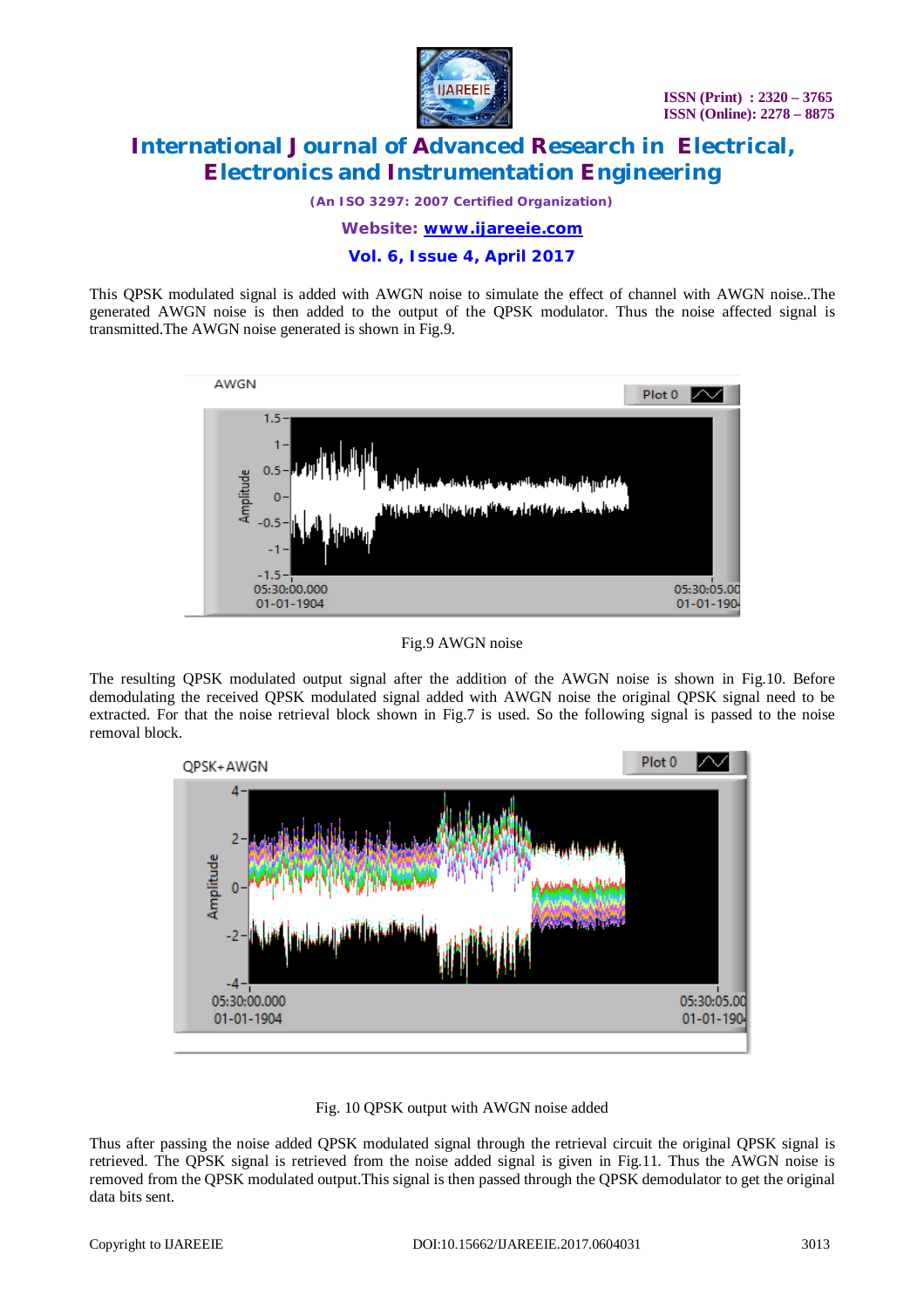This QPSK modulated signal is added with AWGN noise to simulate the effect of channel with AWGN noise..The generated AWGN noise is then added to the output of the QPSK modulator. Thus the noise affected signal is transmitted.The AWGN noise generated is shown in Fig.9.

Fig.9 AWGN noise

The resulting QPSK modulated output signal after the addition of the AWGN noise is shown in Fig.10. Before demodulating the received QPSK modulated signal added with AWGN noise the original QPSK signal need to be extracted. For that the noise retrieval block shown in Fig.7 is used. So the following signal is passed to the noise removal block.

Fig. 10 QPSK output with AWGN noise added

Thus after passing the noise added QPSK modulated signal through the retrieval circuit the original QPSK signal is retrieved. The QPSK signal is retrieved from the noise added signal is given in Fig.11. Thus the AWGN noise is removed from the QPSK modulated output.This signal is then passed through the QPSK demodulator to get the original data bits sent.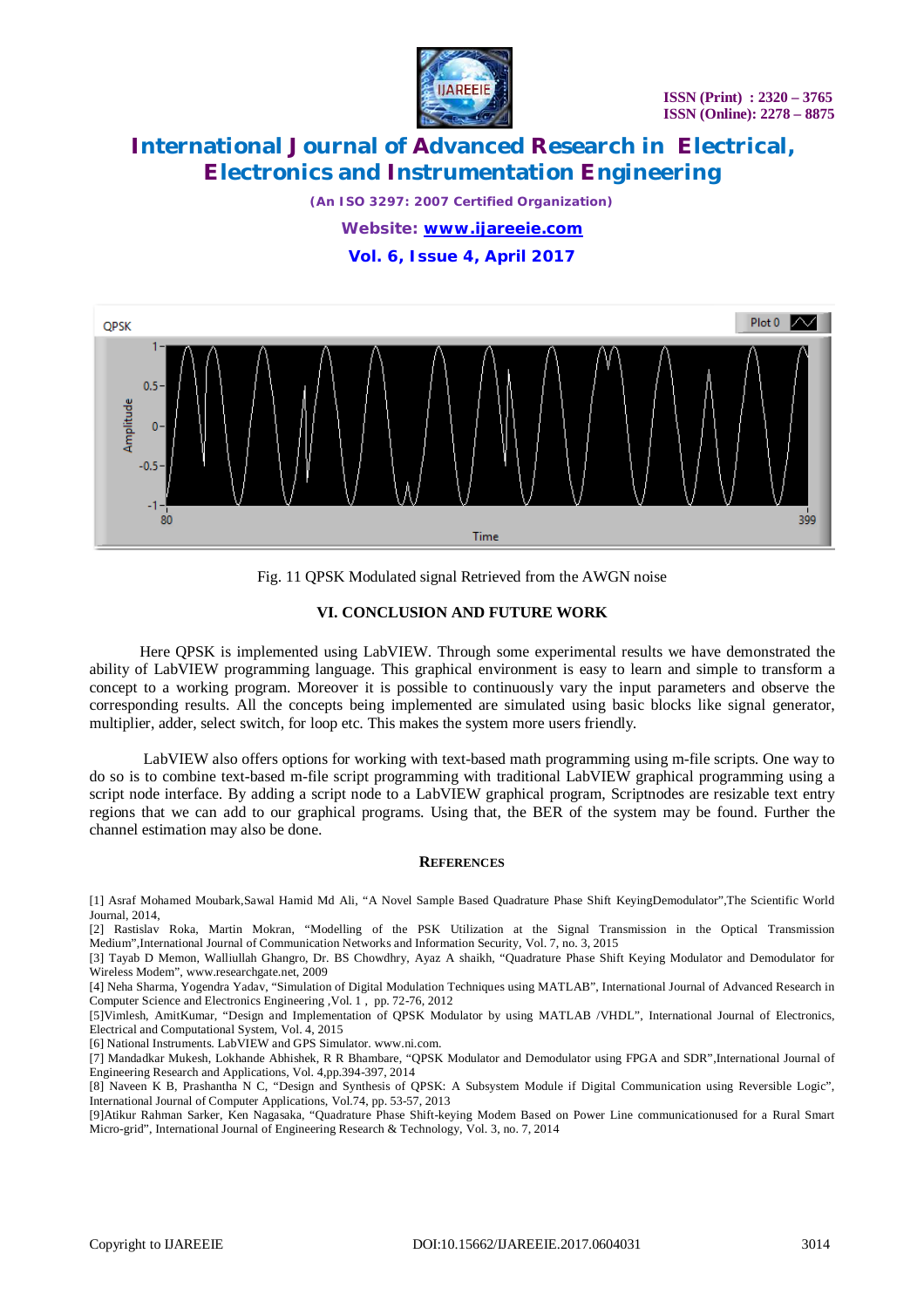QPSK

Plot 0

Amplitude

1

0.5

0

-0.5

-1

80

399

Time

Fig. 11 QPSK Modulated signal Retrieved from the AWGN noise

## VI. CONCLUSION AND FUTURE WORK

Here QPSK is implemented using LabVIEW. Through some experimental results we have demonstrated the ability of LabVIEW programming language. This graphical environment is easy to learn and simple to transform a concept to a working program. Moreover it is possible to continuously vary the input parameters and observe the corresponding results. All the concepts being implemented are simulated using basic blocks like signal generator, multiplier, adder, select switch, for loop etc. This makes the system more users friendly.

LabVIEW also offers options for working with text-based math programming using m-file scripts. One way to do so is to combine text-based m-file script programming with traditional LabVIEW graphical programming using a script node interface. By adding a script node to a LabVIEW graphical program, Scriptnodes are resizable text entry regions that we can add to our graphical programs. Using that, the BER of the system may be found. Further the channel estimation may also be done.

## REFERENCES

[1] Asraf Mohamed Moubark,Sawal Hamid Md Ali, "A Novel Sample Based Quadrature Phase Shift KeyingDemodulator",The Scientific World Journal, 2014,

[2] Rastislav Roka, Martin Mokran, "Modelling of the PSK Utilization at the Signal Transmission in the Optical Transmission Medium",International Journal of Communication Networks and Information Security, Vol. 7, no. 3, 2015

[3] Tayab D Memon, Walliullah Ghangro, Dr. BS Chowdhry, Ayaz A shaikh, "Quadrature Phase Shift Keying Modulator and Demodulator for Wireless Modem", www.researchgate.net, 2009

[4] Neha Sharma, Yogendra Yadav, "Simulation of Digital Modulation Techniques using MATLAB", International Journal of Advanced Research in Computer Science and Electronics Engineering ,Vol. 1 , pp. 72-76, 2012

[5]Vimlesh, AmitKumar, "Design and Implementation of QPSK Modulator by using MATLAB /VHDL", International Journal of Electronics, Electrical and Computational System, Vol. 4, 2015

[6] National Instruments. LabVIEW and GPS Simulator. www.ni.com.

[7] Mandadkar Mukesh, Lokhande Abhishek, R R Bhambare, "QPSK Modulator and Demodulator using FPGA and SDR",International Journal of Engineering Research and Applications, Vol. 4,pp.394-397, 2014

[8] Naveen K B, Prashantha N C, "Design and Synthesis of QPSK: A Subsystem Module if Digital Communication using Reversible Logic", International Journal of Computer Applications, Vol.74, pp. 53-57, 2013

[9]Atikur Rahman Sarker, Ken Nagasaka, "Quadrature Phase Shift-keying Modem Based on Power Line communicationused for a Rural Smart Micro-grid", International Journal of Engineering Research & Technology, Vol. 3, no. 7, 2014